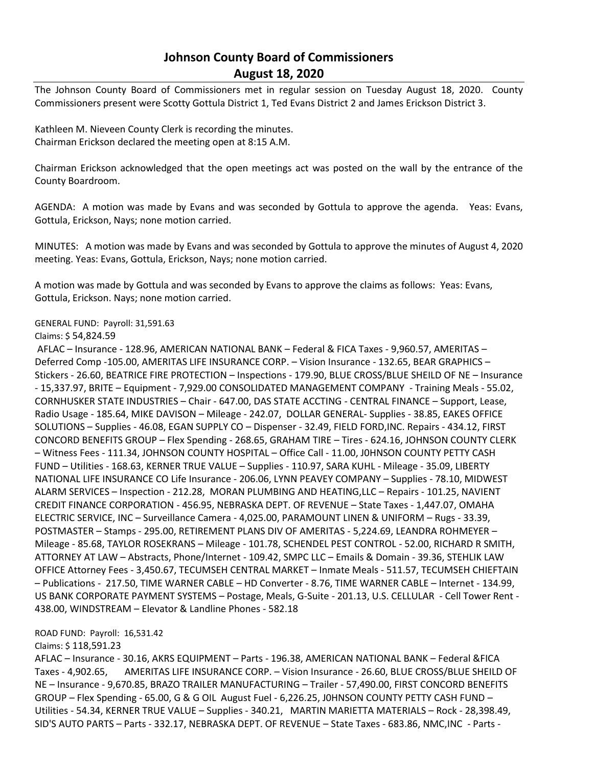# Johnson County Board of Commissioners
## August 18, 2020

The Johnson County Board of Commissioners met in regular session on Tuesday August 18, 2020. County Commissioners present were Scotty Gottula District 1, Ted Evans District 2 and James Erickson District 3.

Kathleen M. Nieveen County Clerk is recording the minutes.
Chairman Erickson declared the meeting open at 8:15 A.M.

Chairman Erickson acknowledged that the open meetings act was posted on the wall by the entrance of the County Boardroom.

AGENDA: A motion was made by Evans and was seconded by Gottula to approve the agenda. Yeas: Evans, Gottula, Erickson, Nays; none motion carried.

MINUTES: A motion was made by Evans and was seconded by Gottula to approve the minutes of August 4, 2020 meeting. Yeas: Evans, Gottula, Erickson, Nays; none motion carried.

A motion was made by Gottula and was seconded by Evans to approve the claims as follows: Yeas: Evans, Gottula, Erickson. Nays; none motion carried.

GENERAL FUND: Payroll: 31,591.63
Claims: $ 54,824.59
AFLAC – Insurance - 128.96, AMERICAN NATIONAL BANK – Federal & FICA Taxes - 9,960.57, AMERITAS – Deferred Comp -105.00, AMERITAS LIFE INSURANCE CORP. – Vision Insurance - 132.65, BEAR GRAPHICS – Stickers - 26.60, BEATRICE FIRE PROTECTION – Inspections - 179.90, BLUE CROSS/BLUE SHEILD OF NE – Insurance - 15,337.97, BRITE – Equipment - 7,929.00 CONSOLIDATED MANAGEMENT COMPANY - Training Meals - 55.02, CORNHUSKER STATE INDUSTRIES – Chair - 647.00, DAS STATE ACCTING - CENTRAL FINANCE – Support, Lease, Radio Usage - 185.64, MIKE DAVISON – Mileage - 242.07, DOLLAR GENERAL- Supplies - 38.85, EAKES OFFICE SOLUTIONS – Supplies - 46.08, EGAN SUPPLY CO – Dispenser - 32.49, FIELD FORD,INC. Repairs - 434.12, FIRST CONCORD BENEFITS GROUP – Flex Spending - 268.65, GRAHAM TIRE – Tires - 624.16, JOHNSON COUNTY CLERK – Witness Fees - 111.34, JOHNSON COUNTY HOSPITAL – Office Call - 11.00, J0HNSON COUNTY PETTY CASH FUND – Utilities - 168.63, KERNER TRUE VALUE – Supplies - 110.97, SARA KUHL - Mileage - 35.09, LIBERTY NATIONAL LIFE INSURANCE CO Life Insurance - 206.06, LYNN PEAVEY COMPANY – Supplies - 78.10, MIDWEST ALARM SERVICES – Inspection - 212.28, MORAN PLUMBING AND HEATING,LLC – Repairs - 101.25, NAVIENT CREDIT FINANCE CORPORATION - 456.95, NEBRASKA DEPT. OF REVENUE – State Taxes - 1,447.07, OMAHA ELECTRIC SERVICE, INC – Surveillance Camera - 4,025.00, PARAMOUNT LINEN & UNIFORM – Rugs - 33.39, POSTMASTER – Stamps - 295.00, RETIREMENT PLANS DIV OF AMERITAS - 5,224.69, LEANDRA ROHMEYER – Mileage - 85.68, TAYLOR ROSEKRANS – Mileage - 101.78, SCHENDEL PEST CONTROL - 52.00, RICHARD R SMITH, ATTORNEY AT LAW – Abstracts, Phone/Internet - 109.42, SMPC LLC – Emails & Domain - 39.36, STEHLIK LAW OFFICE Attorney Fees - 3,450.67, TECUMSEH CENTRAL MARKET – Inmate Meals - 511.57, TECUMSEH CHIEFTAIN – Publications - 217.50, TIME WARNER CABLE – HD Converter - 8.76, TIME WARNER CABLE – Internet - 134.99, US BANK CORPORATE PAYMENT SYSTEMS – Postage, Meals, G-Suite - 201.13, U.S. CELLULAR - Cell Tower Rent - 438.00, WINDSTREAM – Elevator & Landline Phones - 582.18

ROAD FUND: Payroll: 16,531.42
Claims: $ 118,591.23
AFLAC – Insurance - 30.16, AKRS EQUIPMENT – Parts - 196.38, AMERICAN NATIONAL BANK – Federal &FICA Taxes - 4,902.65, AMERITAS LIFE INSURANCE CORP. – Vision Insurance - 26.60, BLUE CROSS/BLUE SHEILD OF NE – Insurance - 9,670.85, BRAZO TRAILER MANUFACTURING – Trailer - 57,490.00, FIRST CONCORD BENEFITS GROUP – Flex Spending - 65.00, G & G OIL August Fuel - 6,226.25, J0HNSON COUNTY PETTY CASH FUND – Utilities - 54.34, KERNER TRUE VALUE – Supplies - 340.21, MARTIN MARIETTA MATERIALS – Rock - 28,398.49, SID'S AUTO PARTS – Parts - 332.17, NEBRASKA DEPT. OF REVENUE – State Taxes - 683.86, NMC,INC - Parts -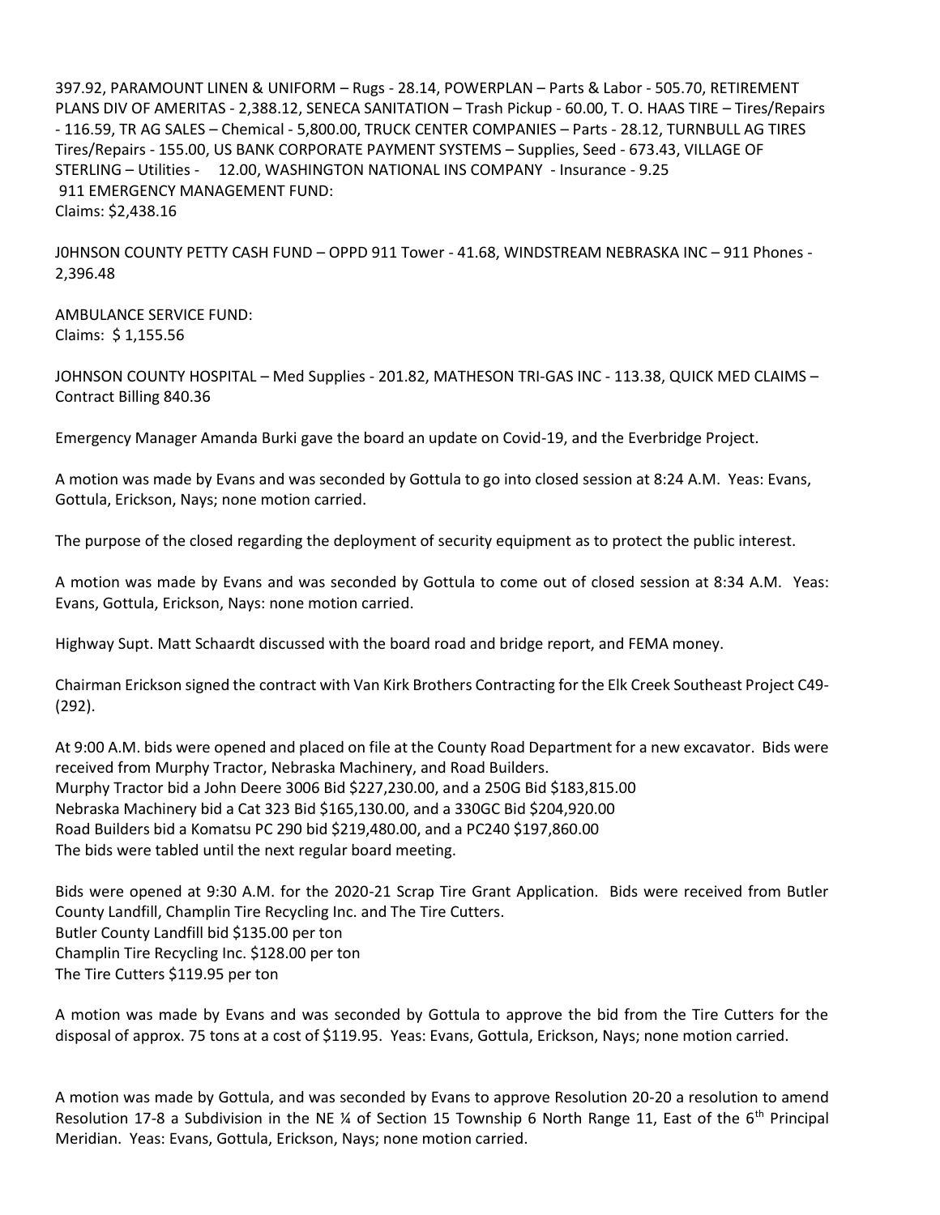397.92, PARAMOUNT LINEN & UNIFORM – Rugs - 28.14, POWERPLAN – Parts & Labor - 505.70, RETIREMENT PLANS DIV OF AMERITAS - 2,388.12, SENECA SANITATION – Trash Pickup - 60.00, T. O. HAAS TIRE – Tires/Repairs - 116.59, TR AG SALES – Chemical - 5,800.00, TRUCK CENTER COMPANIES – Parts - 28.12, TURNBULL AG TIRES Tires/Repairs - 155.00, US BANK CORPORATE PAYMENT SYSTEMS – Supplies, Seed - 673.43, VILLAGE OF STERLING – Utilities - 12.00, WASHINGTON NATIONAL INS COMPANY - Insurance - 9.25

911 EMERGENCY MANAGEMENT FUND:
Claims: $2,438.16

J0HNSON COUNTY PETTY CASH FUND – OPPD 911 Tower - 41.68, WINDSTREAM NEBRASKA INC – 911 Phones - 2,396.48

AMBULANCE SERVICE FUND:
Claims: $ 1,155.56

JOHNSON COUNTY HOSPITAL – Med Supplies - 201.82, MATHESON TRI-GAS INC - 113.38, QUICK MED CLAIMS – Contract Billing 840.36

Emergency Manager Amanda Burki gave the board an update on Covid-19, and the Everbridge Project.

A motion was made by Evans and was seconded by Gottula to go into closed session at 8:24 A.M. Yeas: Evans, Gottula, Erickson, Nays; none motion carried.

The purpose of the closed regarding the deployment of security equipment as to protect the public interest.

A motion was made by Evans and was seconded by Gottula to come out of closed session at 8:34 A.M. Yeas: Evans, Gottula, Erickson, Nays: none motion carried.

Highway Supt. Matt Schaardt discussed with the board road and bridge report, and FEMA money.

Chairman Erickson signed the contract with Van Kirk Brothers Contracting for the Elk Creek Southeast Project C49-(292).

At 9:00 A.M. bids were opened and placed on file at the County Road Department for a new excavator. Bids were received from Murphy Tractor, Nebraska Machinery, and Road Builders.
Murphy Tractor bid a John Deere 3006 Bid $227,230.00, and a 250G Bid $183,815.00
Nebraska Machinery bid a Cat 323 Bid $165,130.00, and a 330GC Bid $204,920.00
Road Builders bid a Komatsu PC 290 bid $219,480.00, and a PC240 $197,860.00
The bids were tabled until the next regular board meeting.

Bids were opened at 9:30 A.M. for the 2020-21 Scrap Tire Grant Application. Bids were received from Butler County Landfill, Champlin Tire Recycling Inc. and The Tire Cutters.
Butler County Landfill bid $135.00 per ton
Champlin Tire Recycling Inc. $128.00 per ton
The Tire Cutters $119.95 per ton

A motion was made by Evans and was seconded by Gottula to approve the bid from the Tire Cutters for the disposal of approx. 75 tons at a cost of $119.95. Yeas: Evans, Gottula, Erickson, Nays; none motion carried.

A motion was made by Gottula, and was seconded by Evans to approve Resolution 20-20 a resolution to amend Resolution 17-8 a Subdivision in the NE ¼ of Section 15 Township 6 North Range 11, East of the 6th Principal Meridian. Yeas: Evans, Gottula, Erickson, Nays; none motion carried.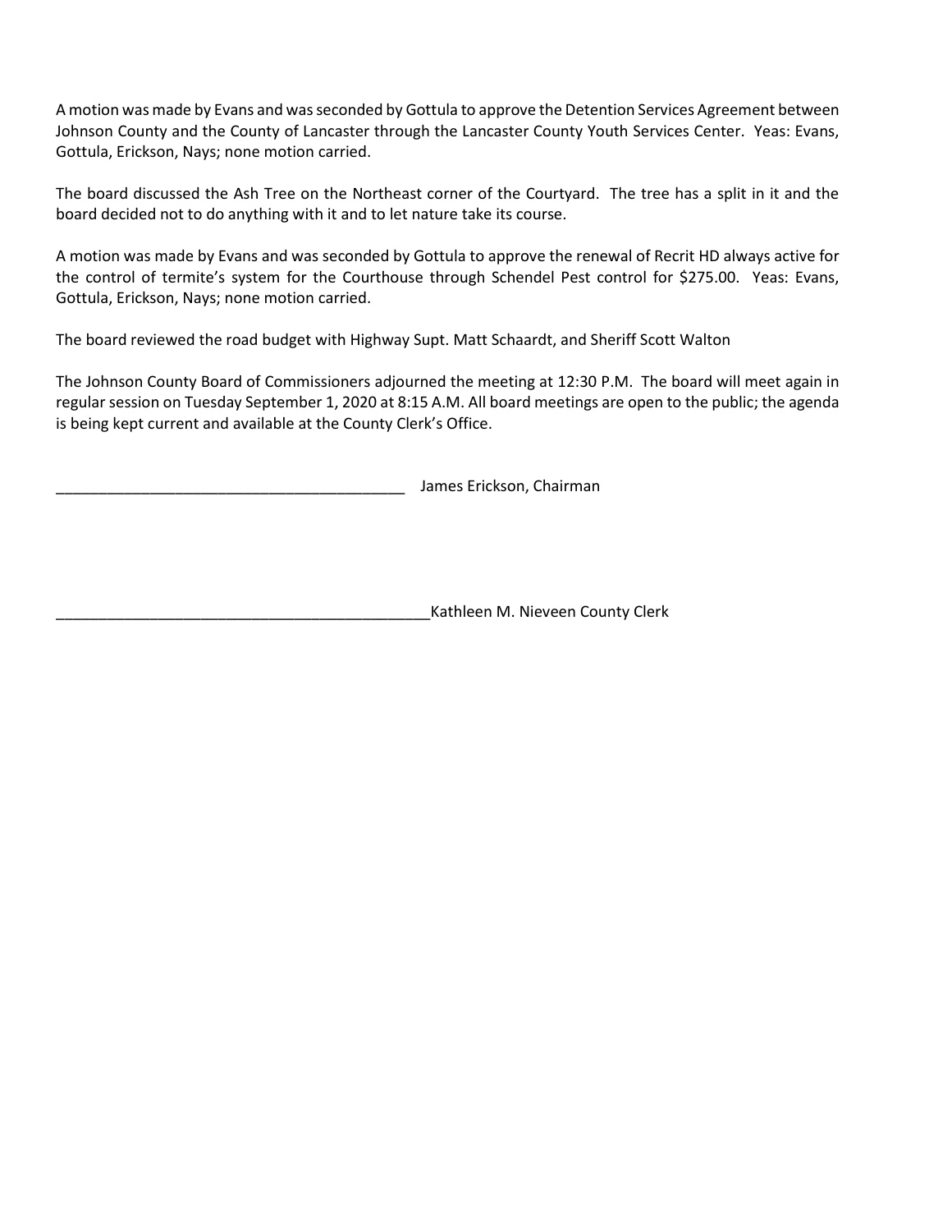A motion was made by Evans and was seconded by Gottula to approve the Detention Services Agreement between Johnson County and the County of Lancaster through the Lancaster County Youth Services Center. Yeas: Evans, Gottula, Erickson, Nays; none motion carried.

The board discussed the Ash Tree on the Northeast corner of the Courtyard. The tree has a split in it and the board decided not to do anything with it and to let nature take its course.

A motion was made by Evans and was seconded by Gottula to approve the renewal of Recrit HD always active for the control of termite's system for the Courthouse through Schendel Pest control for $275.00. Yeas: Evans, Gottula, Erickson, Nays; none motion carried.

The board reviewed the road budget with Highway Supt. Matt Schaardt, and Sheriff Scott Walton

The Johnson County Board of Commissioners adjourned the meeting at 12:30 P.M. The board will meet again in regular session on Tuesday September 1, 2020 at 8:15 A.M. All board meetings are open to the public; the agenda is being kept current and available at the County Clerk's Office.

__________________________________________ James Erickson, Chairman

____________________________________________Kathleen M. Nieveen County Clerk